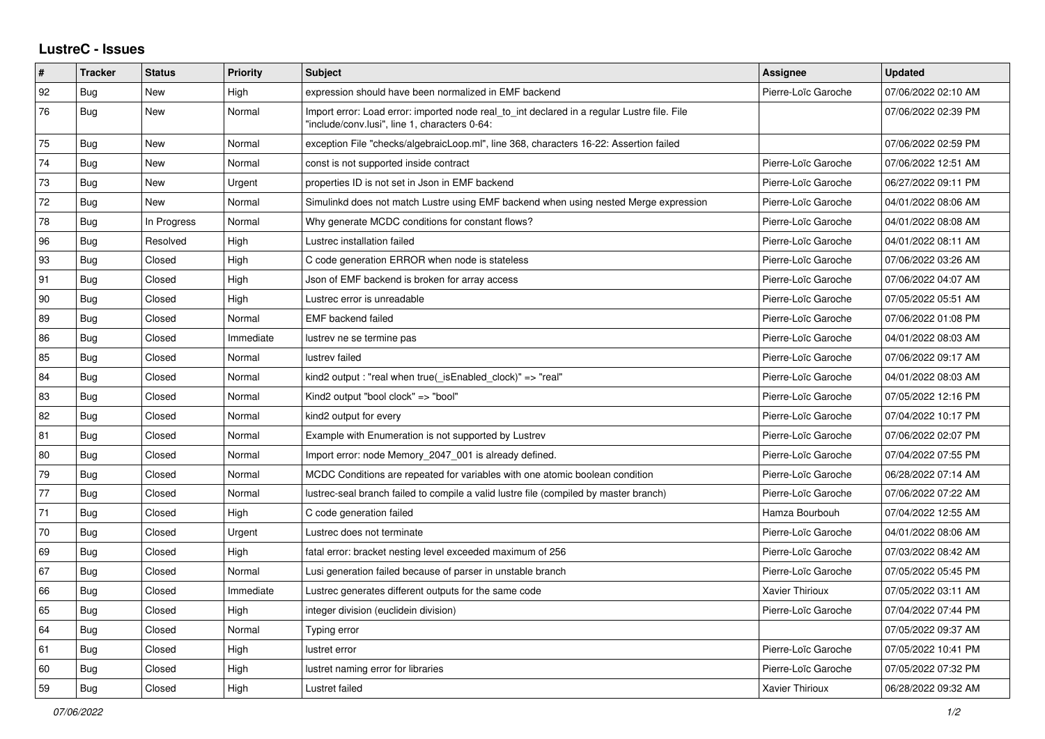# LustreC - Issues

| # | Tracker | Status | Priority | Subject | Assignee | Updated |
|---|---|---|---|---|---|---|
| 92 | Bug | New | High | expression should have been normalized in EMF backend | Pierre-Loïc Garoche | 07/06/2022 02:10 AM |
| 76 | Bug | New | Normal | Import error: Load error: imported node real_to_int declared in a regular Lustre file. File "include/conv.lusi", line 1, characters 0-64: | | 07/06/2022 02:39 PM |
| 75 | Bug | New | Normal | exception File "checks/algebraicLoop.ml", line 368, characters 16-22: Assertion failed | | 07/06/2022 02:59 PM |
| 74 | Bug | New | Normal | const is not supported inside contract | Pierre-Loïc Garoche | 07/06/2022 12:51 AM |
| 73 | Bug | New | Urgent | properties ID is not set in Json in EMF backend | Pierre-Loïc Garoche | 06/27/2022 09:11 PM |
| 72 | Bug | New | Normal | Simulinkd does not match Lustre using EMF backend when using nested Merge expression | Pierre-Loïc Garoche | 04/01/2022 08:06 AM |
| 78 | Bug | In Progress | Normal | Why generate MCDC conditions for constant flows? | Pierre-Loïc Garoche | 04/01/2022 08:08 AM |
| 96 | Bug | Resolved | High | Lustrec installation failed | Pierre-Loïc Garoche | 04/01/2022 08:11 AM |
| 93 | Bug | Closed | High | C code generation ERROR when node is stateless | Pierre-Loïc Garoche | 07/06/2022 03:26 AM |
| 91 | Bug | Closed | High | Json of EMF backend is broken for array access | Pierre-Loïc Garoche | 07/06/2022 04:07 AM |
| 90 | Bug | Closed | High | Lustrec error is unreadable | Pierre-Loïc Garoche | 07/05/2022 05:51 AM |
| 89 | Bug | Closed | Normal | EMF backend failed | Pierre-Loïc Garoche | 07/06/2022 01:08 PM |
| 86 | Bug | Closed | Immediate | lustrev ne se termine pas | Pierre-Loïc Garoche | 04/01/2022 08:03 AM |
| 85 | Bug | Closed | Normal | lustrev failed | Pierre-Loïc Garoche | 07/06/2022 09:17 AM |
| 84 | Bug | Closed | Normal | kind2 output : "real when true(_isEnabled_clock)" => "real" | Pierre-Loïc Garoche | 04/01/2022 08:03 AM |
| 83 | Bug | Closed | Normal | Kind2 output "bool clock" => "bool" | Pierre-Loïc Garoche | 07/05/2022 12:16 PM |
| 82 | Bug | Closed | Normal | kind2 output for every | Pierre-Loïc Garoche | 07/04/2022 10:17 PM |
| 81 | Bug | Closed | Normal | Example with Enumeration is not supported by Lustrev | Pierre-Loïc Garoche | 07/06/2022 02:07 PM |
| 80 | Bug | Closed | Normal | Import error: node Memory_2047_001 is already defined. | Pierre-Loïc Garoche | 07/04/2022 07:55 PM |
| 79 | Bug | Closed | Normal | MCDC Conditions are repeated for variables with one atomic boolean condition | Pierre-Loïc Garoche | 06/28/2022 07:14 AM |
| 77 | Bug | Closed | Normal | lustrec-seal branch failed to compile a valid lustre file (compiled by master branch) | Pierre-Loïc Garoche | 07/06/2022 07:22 AM |
| 71 | Bug | Closed | High | C code generation failed | Hamza Bourbouh | 07/04/2022 12:55 AM |
| 70 | Bug | Closed | Urgent | Lustrec does not terminate | Pierre-Loïc Garoche | 04/01/2022 08:06 AM |
| 69 | Bug | Closed | High | fatal error: bracket nesting level exceeded maximum of 256 | Pierre-Loïc Garoche | 07/03/2022 08:42 AM |
| 67 | Bug | Closed | Normal | Lusi generation failed because of parser in unstable branch | Pierre-Loïc Garoche | 07/05/2022 05:45 PM |
| 66 | Bug | Closed | Immediate | Lustrec generates different outputs for the same code | Xavier Thirioux | 07/05/2022 03:11 AM |
| 65 | Bug | Closed | High | integer division (euclidein division) | Pierre-Loïc Garoche | 07/04/2022 07:44 PM |
| 64 | Bug | Closed | Normal | Typing error | | 07/05/2022 09:37 AM |
| 61 | Bug | Closed | High | lustret error | Pierre-Loïc Garoche | 07/05/2022 10:41 PM |
| 60 | Bug | Closed | High | lustret naming error for libraries | Pierre-Loïc Garoche | 07/05/2022 07:32 PM |
| 59 | Bug | Closed | High | Lustret failed | Xavier Thirioux | 06/28/2022 09:32 AM |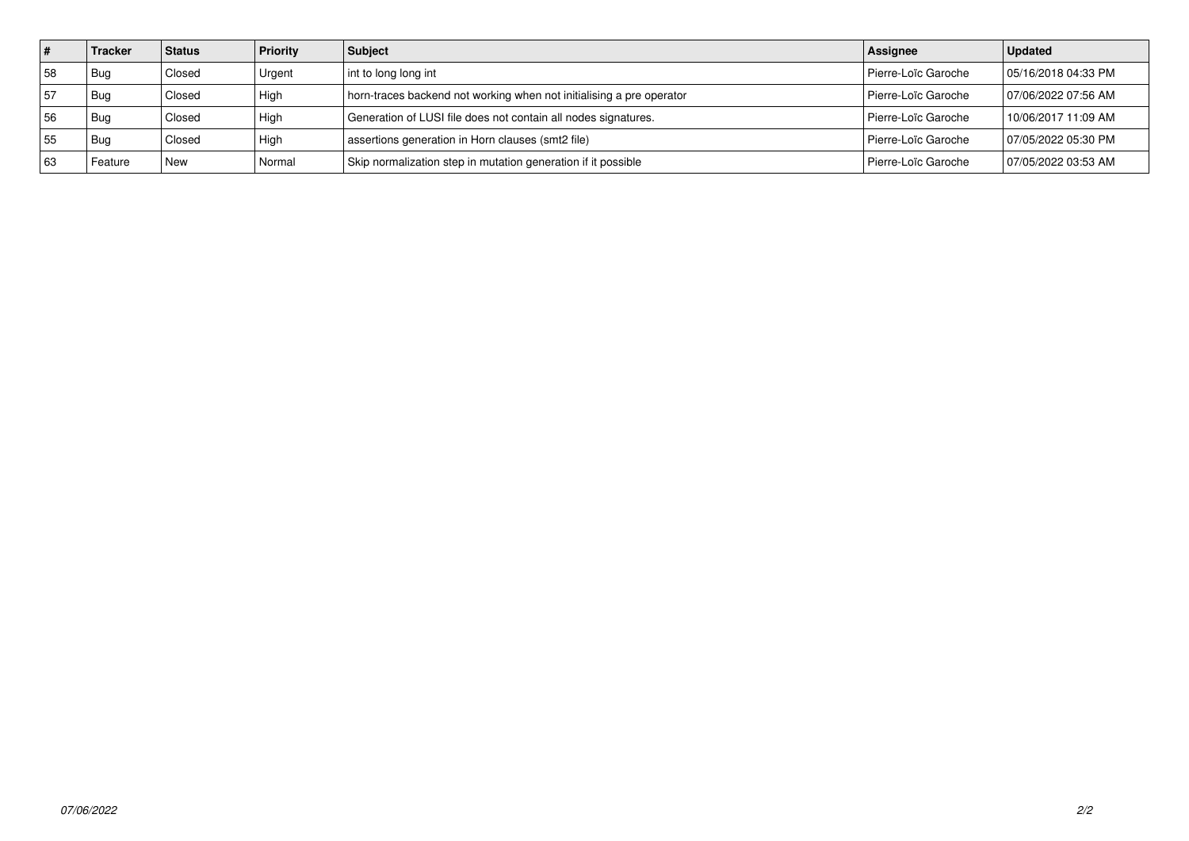| # | Tracker | Status | Priority | Subject | Assignee | Updated |
|---|---|---|---|---|---|---|
| 58 | Bug | Closed | Urgent | int to long long int | Pierre-Loïc Garoche | 05/16/2018 04:33 PM |
| 57 | Bug | Closed | High | horn-traces backend not working when not initialising a pre operator | Pierre-Loïc Garoche | 07/06/2022 07:56 AM |
| 56 | Bug | Closed | High | Generation of LUSI file does not contain all nodes signatures. | Pierre-Loïc Garoche | 10/06/2017 11:09 AM |
| 55 | Bug | Closed | High | assertions generation in Horn clauses (smt2 file) | Pierre-Loïc Garoche | 07/05/2022 05:30 PM |
| 63 | Feature | New | Normal | Skip normalization step in mutation generation if it possible | Pierre-Loïc Garoche | 07/05/2022 03:53 AM |